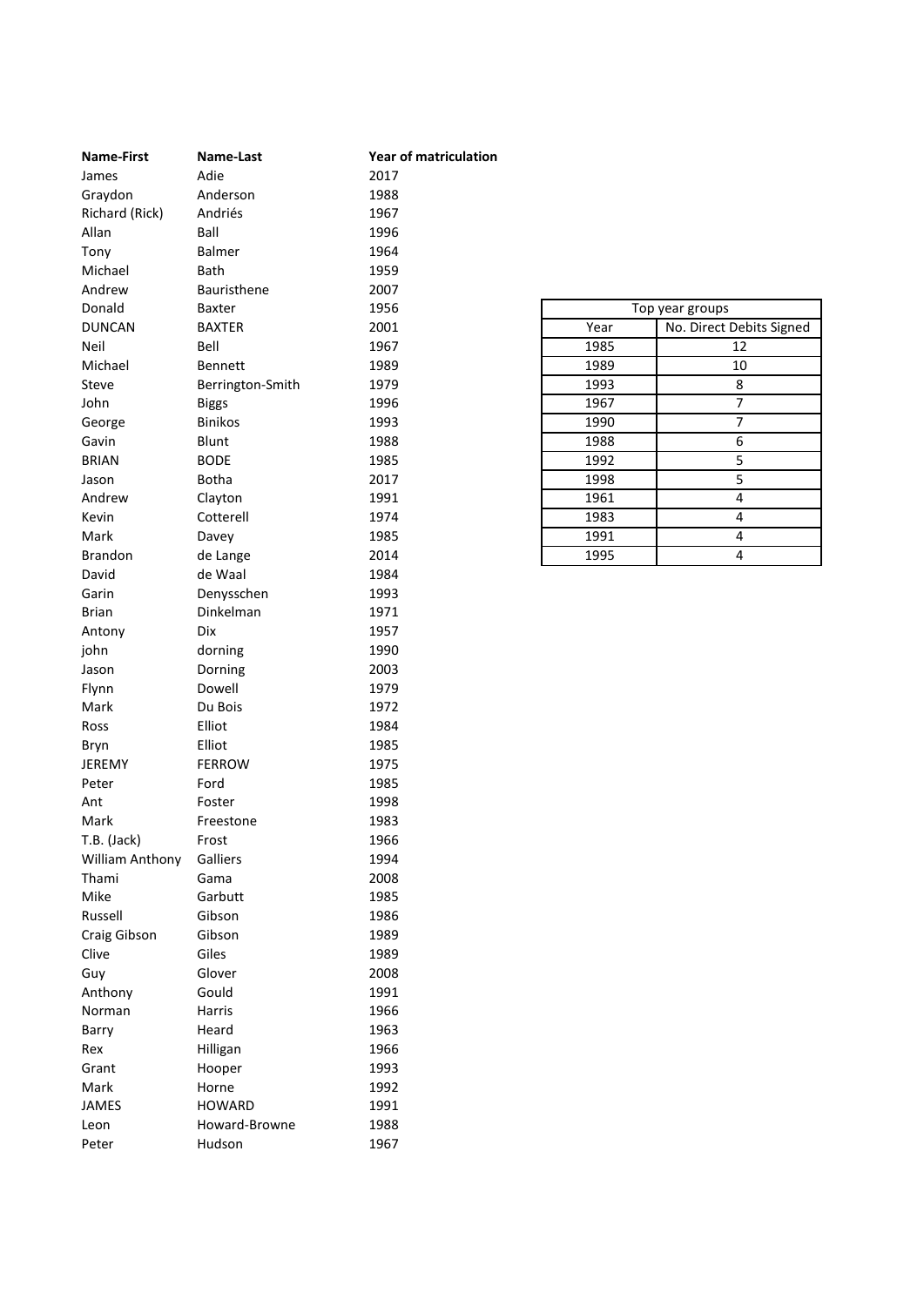| Name-First | Name-Last | Year of matriculation |
|---|---|---|
| James | Adie | 2017 |
| Graydon | Anderson | 1988 |
| Richard (Rick) | Andriés | 1967 |
| Allan | Ball | 1996 |
| Tony | Balmer | 1964 |
| Michael | Bath | 1959 |
| Andrew | Bauristhene | 2007 |
| Donald | Baxter | 1956 |
| DUNCAN | BAXTER | 2001 |
| Neil | Bell | 1967 |
| Michael | Bennett | 1989 |
| Steve | Berrington-Smith | 1979 |
| John | Biggs | 1996 |
| George | Binikos | 1993 |
| Gavin | Blunt | 1988 |
| BRIAN | BODE | 1985 |
| Jason | Botha | 2017 |
| Andrew | Clayton | 1991 |
| Kevin | Cotterell | 1974 |
| Mark | Davey | 1985 |
| Brandon | de Lange | 2014 |
| David | de Waal | 1984 |
| Garin | Denysschen | 1993 |
| Brian | Dinkelman | 1971 |
| Antony | Dix | 1957 |
| john | dorning | 1990 |
| Jason | Dorning | 2003 |
| Flynn | Dowell | 1979 |
| Mark | Du Bois | 1972 |
| Ross | Elliot | 1984 |
| Bryn | Elliot | 1985 |
| JEREMY | FERROW | 1975 |
| Peter | Ford | 1985 |
| Ant | Foster | 1998 |
| Mark | Freestone | 1983 |
| T.B. (Jack) | Frost | 1966 |
| William Anthony | Galliers | 1994 |
| Thami | Gama | 2008 |
| Mike | Garbutt | 1985 |
| Russell | Gibson | 1986 |
| Craig Gibson | Gibson | 1989 |
| Clive | Giles | 1989 |
| Guy | Glover | 2008 |
| Anthony | Gould | 1991 |
| Norman | Harris | 1966 |
| Barry | Heard | 1963 |
| Rex | Hilligan | 1966 |
| Grant | Hooper | 1993 |
| Mark | Horne | 1992 |
| JAMES | HOWARD | 1991 |
| Leon | Howard-Browne | 1988 |
| Peter | Hudson | 1967 |

| Top year groups | |
|---|---|
| Year | No. Direct Debits Signed |
| 1985 | 12 |
| 1989 | 10 |
| 1993 | 8 |
| 1967 | 7 |
| 1990 | 7 |
| 1988 | 6 |
| 1992 | 5 |
| 1998 | 5 |
| 1961 | 4 |
| 1983 | 4 |
| 1991 | 4 |
| 1995 | 4 |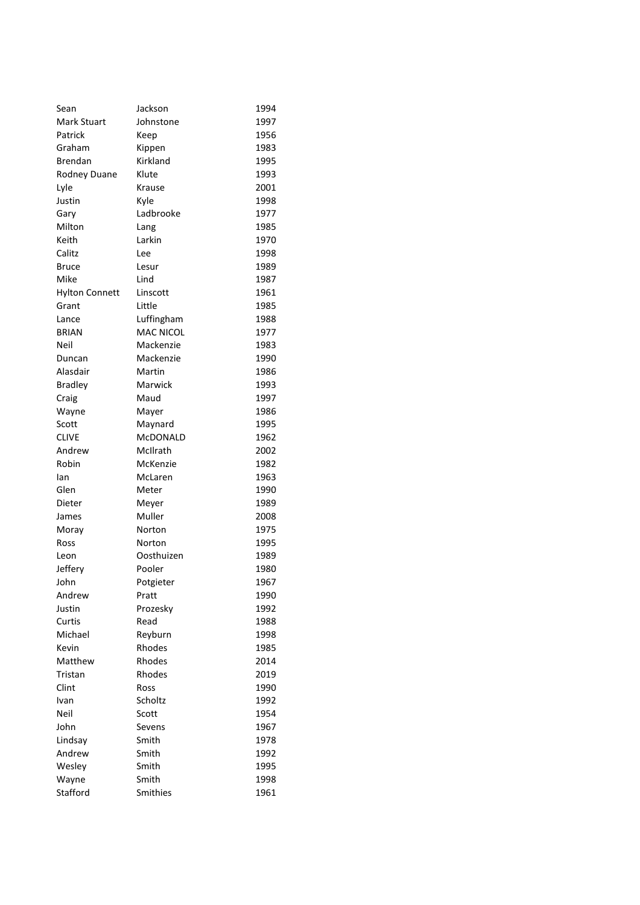| Sean | Jackson | 1994 |
| --- | --- | --- |
| Mark Stuart | Johnstone | 1997 |
| Patrick | Keep | 1956 |
| Graham | Kippen | 1983 |
| Brendan | Kirkland | 1995 |
| Rodney Duane | Klute | 1993 |
| Lyle | Krause | 2001 |
| Justin | Kyle | 1998 |
| Gary | Ladbrooke | 1977 |
| Milton | Lang | 1985 |
| Keith | Larkin | 1970 |
| Calitz | Lee | 1998 |
| Bruce | Lesur | 1989 |
| Mike | Lind | 1987 |
| Hylton Connett | Linscott | 1961 |
| Grant | Little | 1985 |
| Lance | Luffingham | 1988 |
| BRIAN | MAC NICOL | 1977 |
| Neil | Mackenzie | 1983 |
| Duncan | Mackenzie | 1990 |
| Alasdair | Martin | 1986 |
| Bradley | Marwick | 1993 |
| Craig | Maud | 1997 |
| Wayne | Mayer | 1986 |
| Scott | Maynard | 1995 |
| CLIVE | McDONALD | 1962 |
| Andrew | McIlrath | 2002 |
| Robin | McKenzie | 1982 |
| Ian | McLaren | 1963 |
| Glen | Meter | 1990 |
| Dieter | Meyer | 1989 |
| James | Muller | 2008 |
| Moray | Norton | 1975 |
| Ross | Norton | 1995 |
| Leon | Oosthuizen | 1989 |
| Jeffery | Pooler | 1980 |
| John | Potgieter | 1967 |
| Andrew | Pratt | 1990 |
| Justin | Prozesky | 1992 |
| Curtis | Read | 1988 |
| Michael | Reyburn | 1998 |
| Kevin | Rhodes | 1985 |
| Matthew | Rhodes | 2014 |
| Tristan | Rhodes | 2019 |
| Clint | Ross | 1990 |
| Ivan | Scholtz | 1992 |
| Neil | Scott | 1954 |
| John | Sevens | 1967 |
| Lindsay | Smith | 1978 |
| Andrew | Smith | 1992 |
| Wesley | Smith | 1995 |
| Wayne | Smith | 1998 |
| Stafford | Smithies | 1961 |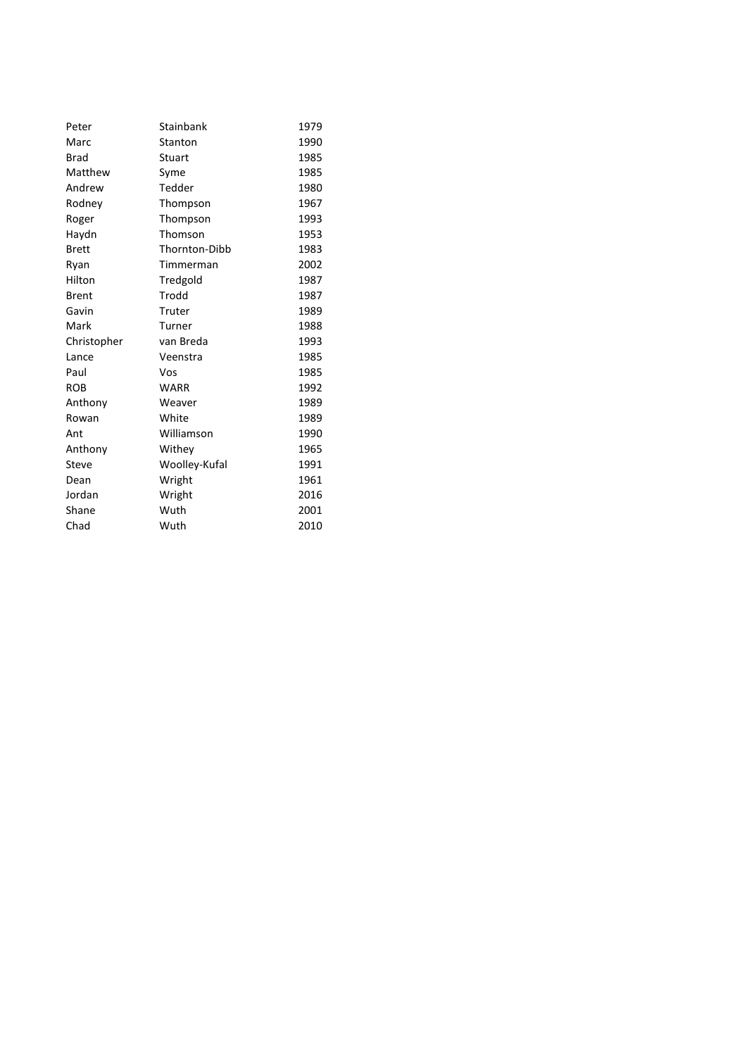| | | |
|---|---|---|
| Peter | Stainbank | 1979 |
| Marc | Stanton | 1990 |
| Brad | Stuart | 1985 |
| Matthew | Syme | 1985 |
| Andrew | Tedder | 1980 |
| Rodney | Thompson | 1967 |
| Roger | Thompson | 1993 |
| Haydn | Thomson | 1953 |
| Brett | Thornton-Dibb | 1983 |
| Ryan | Timmerman | 2002 |
| Hilton | Tredgold | 1987 |
| Brent | Trodd | 1987 |
| Gavin | Truter | 1989 |
| Mark | Turner | 1988 |
| Christopher | van Breda | 1993 |
| Lance | Veenstra | 1985 |
| Paul | Vos | 1985 |
| ROB | WARR | 1992 |
| Anthony | Weaver | 1989 |
| Rowan | White | 1989 |
| Ant | Williamson | 1990 |
| Anthony | Withey | 1965 |
| Steve | Woolley-Kufal | 1991 |
| Dean | Wright | 1961 |
| Jordan | Wright | 2016 |
| Shane | Wuth | 2001 |
| Chad | Wuth | 2010 |